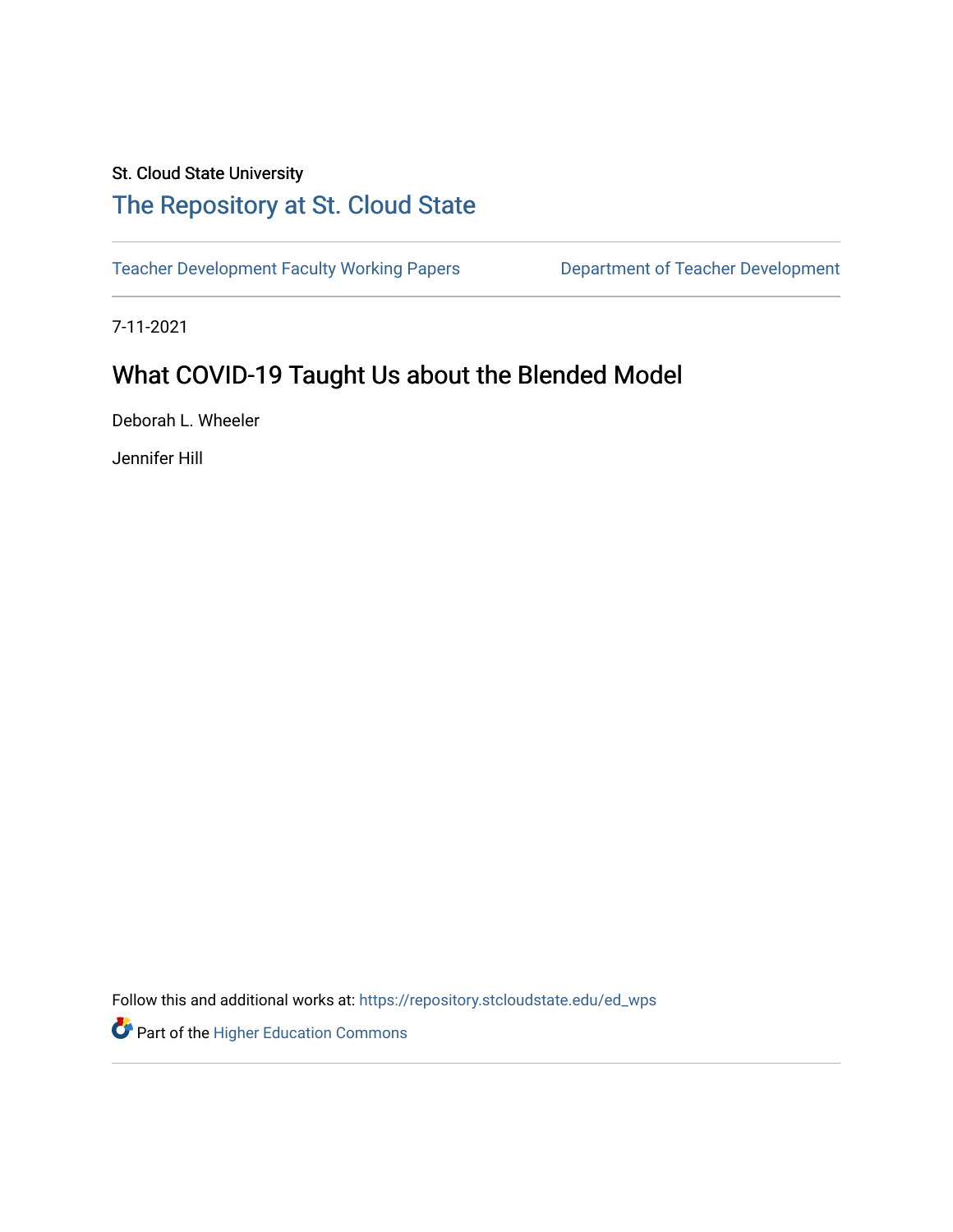St. Cloud State University

## The Repository at St. Cloud State

Teacher Development Faculty Working Papers | Department of Teacher Development

7-11-2021

# What COVID-19 Taught Us about the Blended Model

Deborah L. Wheeler

Jennifer Hill

Follow this and additional works at: https://repository.stcloudstate.edu/ed_wps

Part of the Higher Education Commons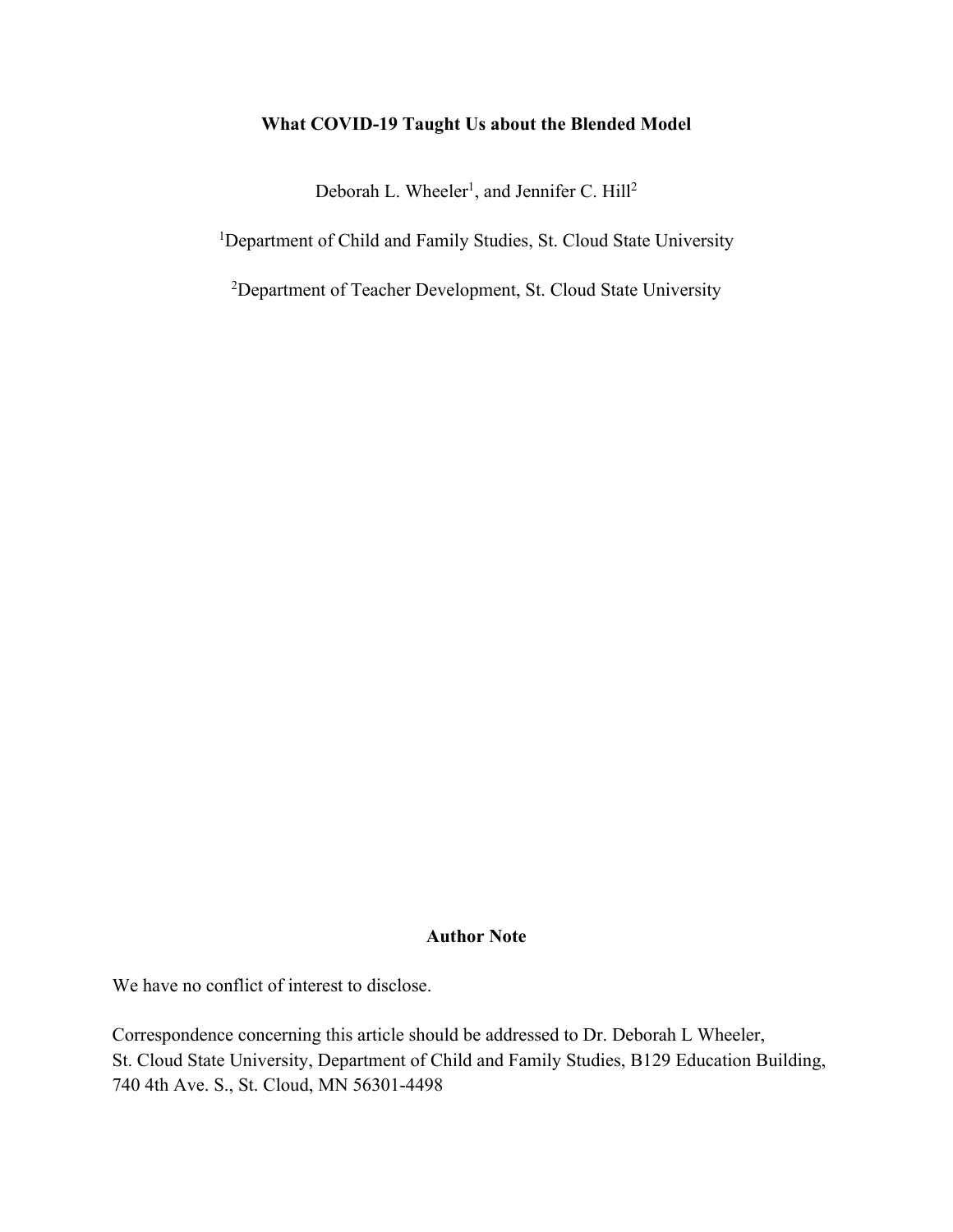# What COVID-19 Taught Us about the Blended Model

Deborah L. Wheeler[1], and Jennifer C. Hill[2]

[1]Department of Child and Family Studies, St. Cloud State University

[2]Department of Teacher Development, St. Cloud State University

## Author Note

We have no conflict of interest to disclose.

Correspondence concerning this article should be addressed to Dr. Deborah L Wheeler, St. Cloud State University, Department of Child and Family Studies, B129 Education Building, 740 4th Ave. S., St. Cloud, MN 56301-4498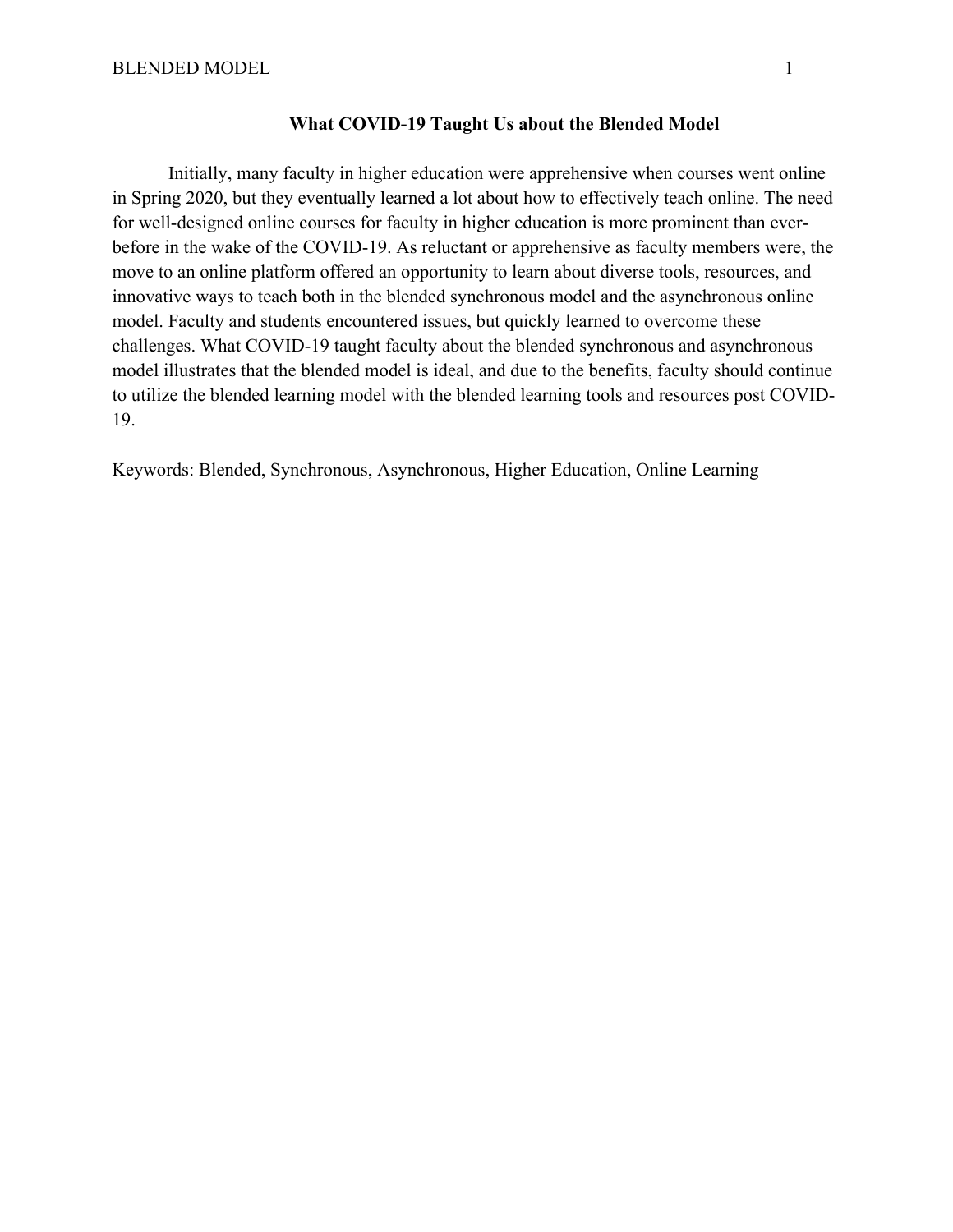**What COVID-19 Taught Us about the Blended Model**

Initially, many faculty in higher education were apprehensive when courses went online in Spring 2020, but they eventually learned a lot about how to effectively teach online. The need for well-designed online courses for faculty in higher education is more prominent than ever-before in the wake of the COVID-19. As reluctant or apprehensive as faculty members were, the move to an online platform offered an opportunity to learn about diverse tools, resources, and innovative ways to teach both in the blended synchronous model and the asynchronous online model. Faculty and students encountered issues, but quickly learned to overcome these challenges. What COVID-19 taught faculty about the blended synchronous and asynchronous model illustrates that the blended model is ideal, and due to the benefits, faculty should continue to utilize the blended learning model with the blended learning tools and resources post COVID-19.

Keywords: Blended, Synchronous, Asynchronous, Higher Education, Online Learning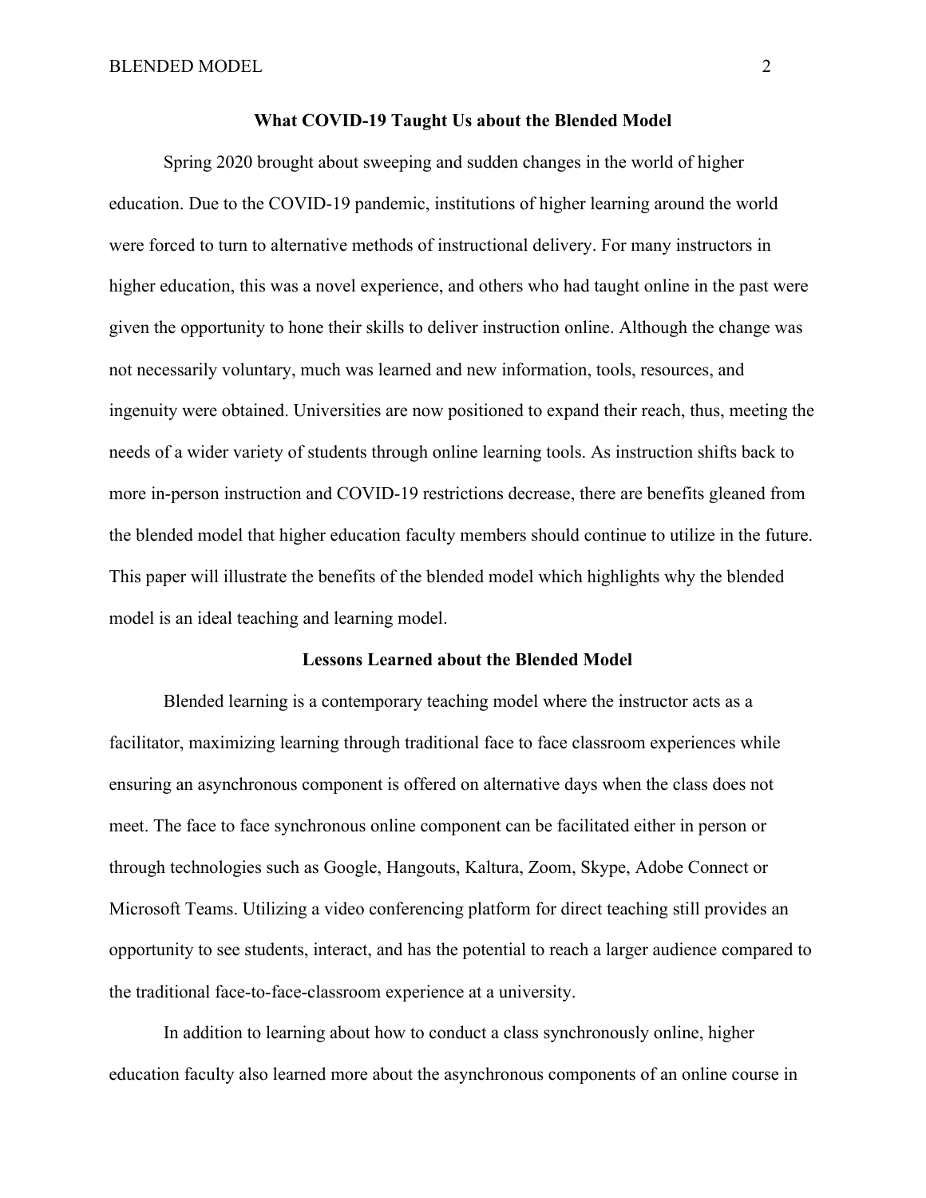## What COVID-19 Taught Us about the Blended Model

Spring 2020 brought about sweeping and sudden changes in the world of higher education. Due to the COVID-19 pandemic, institutions of higher learning around the world were forced to turn to alternative methods of instructional delivery. For many instructors in higher education, this was a novel experience, and others who had taught online in the past were given the opportunity to hone their skills to deliver instruction online. Although the change was not necessarily voluntary, much was learned and new information, tools, resources, and ingenuity were obtained. Universities are now positioned to expand their reach, thus, meeting the needs of a wider variety of students through online learning tools. As instruction shifts back to more in-person instruction and COVID-19 restrictions decrease, there are benefits gleaned from the blended model that higher education faculty members should continue to utilize in the future. This paper will illustrate the benefits of the blended model which highlights why the blended model is an ideal teaching and learning model.

## Lessons Learned about the Blended Model

Blended learning is a contemporary teaching model where the instructor acts as a facilitator, maximizing learning through traditional face to face classroom experiences while ensuring an asynchronous component is offered on alternative days when the class does not meet. The face to face synchronous online component can be facilitated either in person or through technologies such as Google, Hangouts, Kaltura, Zoom, Skype, Adobe Connect or Microsoft Teams. Utilizing a video conferencing platform for direct teaching still provides an opportunity to see students, interact, and has the potential to reach a larger audience compared to the traditional face-to-face-classroom experience at a university.

In addition to learning about how to conduct a class synchronously online, higher education faculty also learned more about the asynchronous components of an online course in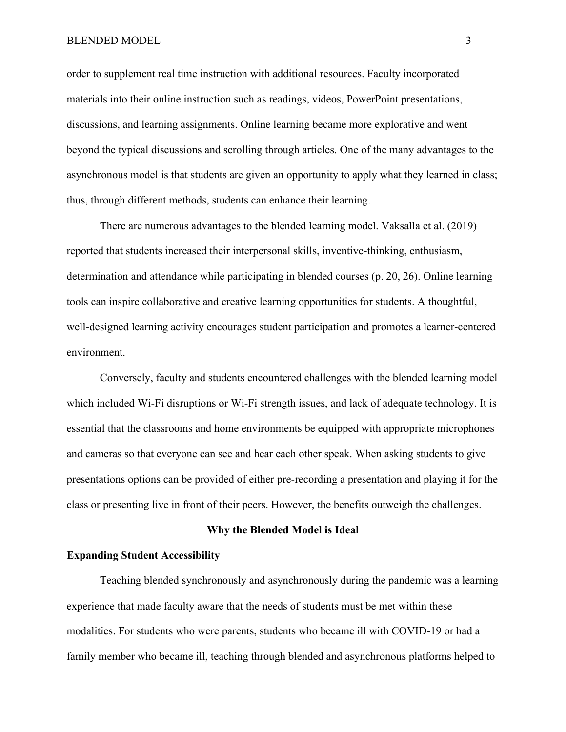order to supplement real time instruction with additional resources. Faculty incorporated materials into their online instruction such as readings, videos, PowerPoint presentations, discussions, and learning assignments. Online learning became more explorative and went beyond the typical discussions and scrolling through articles. One of the many advantages to the asynchronous model is that students are given an opportunity to apply what they learned in class; thus, through different methods, students can enhance their learning.

There are numerous advantages to the blended learning model. Vaksalla et al. (2019) reported that students increased their interpersonal skills, inventive-thinking, enthusiasm, determination and attendance while participating in blended courses (p. 20, 26). Online learning tools can inspire collaborative and creative learning opportunities for students. A thoughtful, well-designed learning activity encourages student participation and promotes a learner-centered environment.

Conversely, faculty and students encountered challenges with the blended learning model which included Wi-Fi disruptions or Wi-Fi strength issues, and lack of adequate technology. It is essential that the classrooms and home environments be equipped with appropriate microphones and cameras so that everyone can see and hear each other speak. When asking students to give presentations options can be provided of either pre-recording a presentation and playing it for the class or presenting live in front of their peers. However, the benefits outweigh the challenges.

## Why the Blended Model is Ideal

### Expanding Student Accessibility

Teaching blended synchronously and asynchronously during the pandemic was a learning experience that made faculty aware that the needs of students must be met within these modalities. For students who were parents, students who became ill with COVID-19 or had a family member who became ill, teaching through blended and asynchronous platforms helped to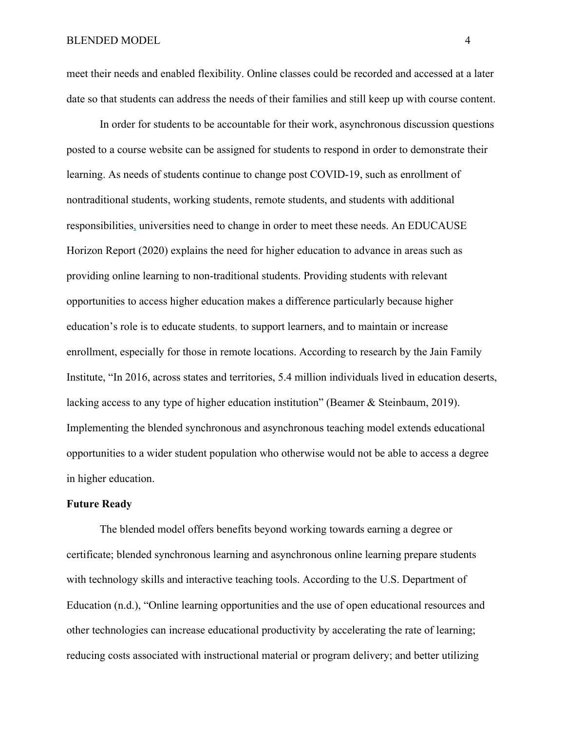meet their needs and enabled flexibility. Online classes could be recorded and accessed at a later date so that students can address the needs of their families and still keep up with course content.

In order for students to be accountable for their work, asynchronous discussion questions posted to a course website can be assigned for students to respond in order to demonstrate their learning. As needs of students continue to change post COVID-19, such as enrollment of nontraditional students, working students, remote students, and students with additional responsibilities, universities need to change in order to meet these needs. An EDUCAUSE Horizon Report (2020) explains the need for higher education to advance in areas such as providing online learning to non-traditional students. Providing students with relevant opportunities to access higher education makes a difference particularly because higher education's role is to educate students, to support learners, and to maintain or increase enrollment, especially for those in remote locations. According to research by the Jain Family Institute, "In 2016, across states and territories, 5.4 million individuals lived in education deserts, lacking access to any type of higher education institution" (Beamer & Steinbaum, 2019). Implementing the blended synchronous and asynchronous teaching model extends educational opportunities to a wider student population who otherwise would not be able to access a degree in higher education.

**Future Ready**

The blended model offers benefits beyond working towards earning a degree or certificate; blended synchronous learning and asynchronous online learning prepare students with technology skills and interactive teaching tools. According to the U.S. Department of Education (n.d.), "Online learning opportunities and the use of open educational resources and other technologies can increase educational productivity by accelerating the rate of learning; reducing costs associated with instructional material or program delivery; and better utilizing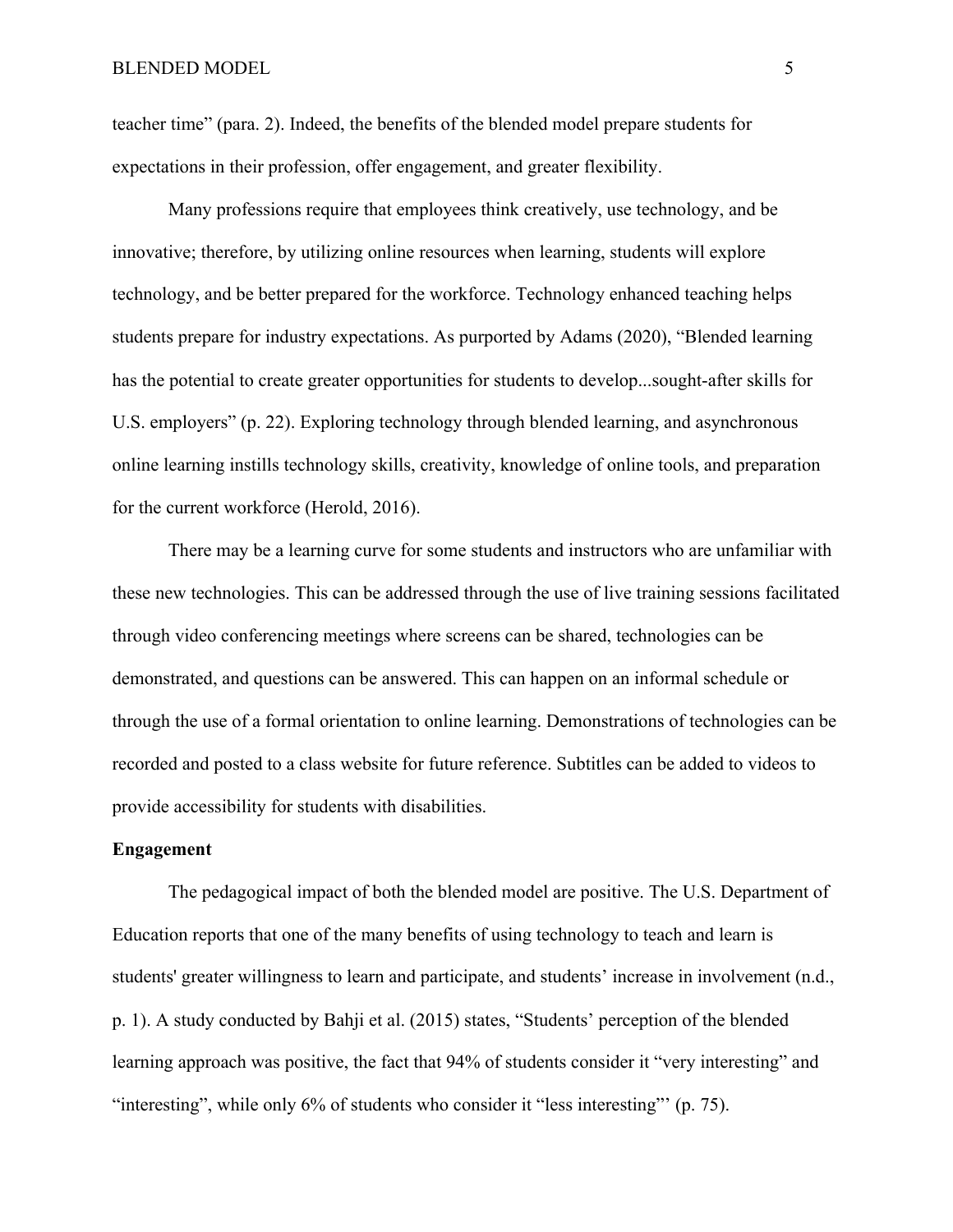teacher time" (para. 2). Indeed, the benefits of the blended model prepare students for expectations in their profession, offer engagement, and greater flexibility.

Many professions require that employees think creatively, use technology, and be innovative; therefore, by utilizing online resources when learning, students will explore technology, and be better prepared for the workforce. Technology enhanced teaching helps students prepare for industry expectations. As purported by Adams (2020), "Blended learning has the potential to create greater opportunities for students to develop...sought-after skills for U.S. employers" (p. 22). Exploring technology through blended learning, and asynchronous online learning instills technology skills, creativity, knowledge of online tools, and preparation for the current workforce (Herold, 2016).

There may be a learning curve for some students and instructors who are unfamiliar with these new technologies. This can be addressed through the use of live training sessions facilitated through video conferencing meetings where screens can be shared, technologies can be demonstrated, and questions can be answered. This can happen on an informal schedule or through the use of a formal orientation to online learning. Demonstrations of technologies can be recorded and posted to a class website for future reference. Subtitles can be added to videos to provide accessibility for students with disabilities.

**Engagement**

The pedagogical impact of both the blended model are positive. The U.S. Department of Education reports that one of the many benefits of using technology to teach and learn is students' greater willingness to learn and participate, and students' increase in involvement (n.d., p. 1). A study conducted by Bahji et al. (2015) states, "Students' perception of the blended learning approach was positive, the fact that 94% of students consider it "very interesting" and "interesting", while only 6% of students who consider it "less interesting"' (p. 75).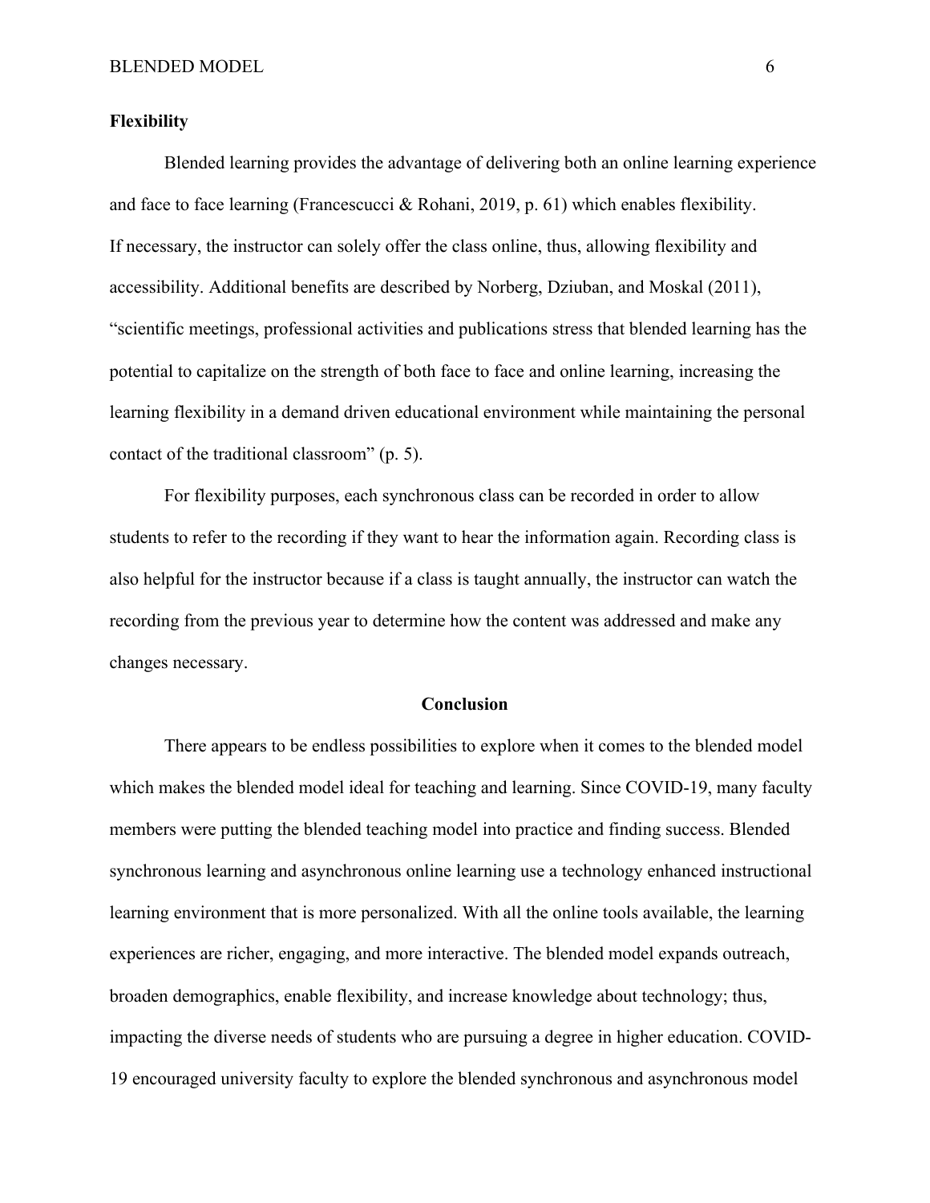**Flexibility**

Blended learning provides the advantage of delivering both an online learning experience and face to face learning (Francescucci & Rohani, 2019, p. 61) which enables flexibility. If necessary, the instructor can solely offer the class online, thus, allowing flexibility and accessibility. Additional benefits are described by Norberg, Dziuban, and Moskal (2011), "scientific meetings, professional activities and publications stress that blended learning has the potential to capitalize on the strength of both face to face and online learning, increasing the learning flexibility in a demand driven educational environment while maintaining the personal contact of the traditional classroom" (p. 5).

For flexibility purposes, each synchronous class can be recorded in order to allow students to refer to the recording if they want to hear the information again. Recording class is also helpful for the instructor because if a class is taught annually, the instructor can watch the recording from the previous year to determine how the content was addressed and make any changes necessary.

## Conclusion

There appears to be endless possibilities to explore when it comes to the blended model which makes the blended model ideal for teaching and learning. Since COVID-19, many faculty members were putting the blended teaching model into practice and finding success. Blended synchronous learning and asynchronous online learning use a technology enhanced instructional learning environment that is more personalized. With all the online tools available, the learning experiences are richer, engaging, and more interactive. The blended model expands outreach, broaden demographics, enable flexibility, and increase knowledge about technology; thus, impacting the diverse needs of students who are pursuing a degree in higher education. COVID-19 encouraged university faculty to explore the blended synchronous and asynchronous model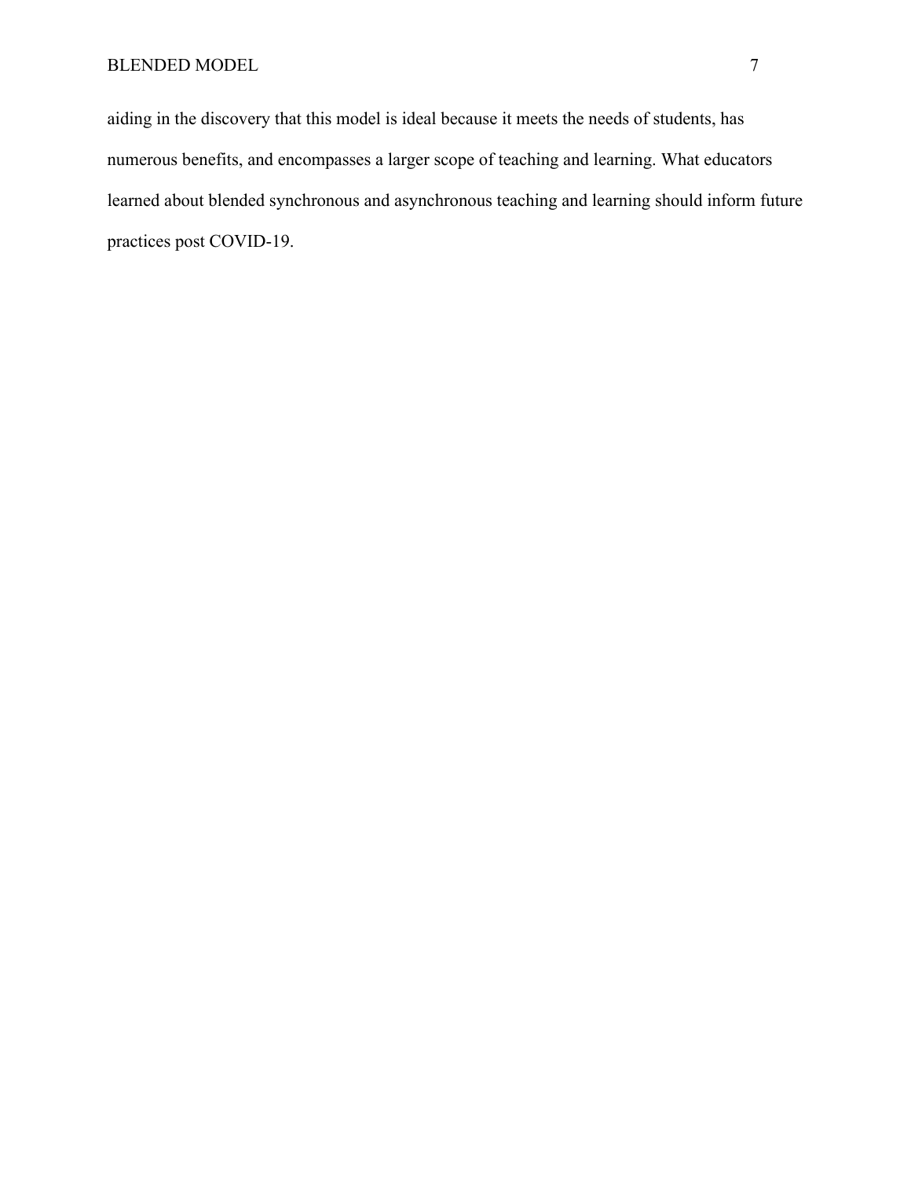aiding in the discovery that this model is ideal because it meets the needs of students, has numerous benefits, and encompasses a larger scope of teaching and learning. What educators learned about blended synchronous and asynchronous teaching and learning should inform future practices post COVID-19.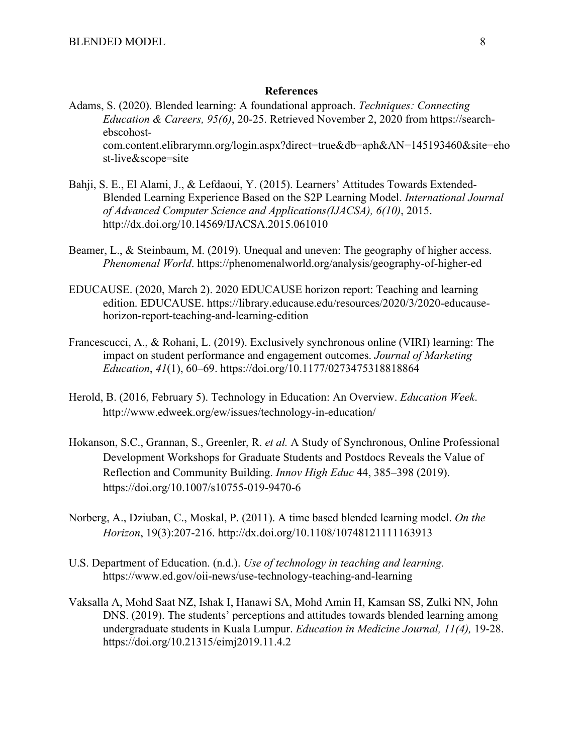**References**

Adams, S. (2020). Blended learning: A foundational approach. *Techniques: Connecting Education & Careers, 95(6)*, 20-25. Retrieved November 2, 2020 from https://search-ebscohost-com.content.elibrarymn.org/login.aspx?direct=true&db=aph&AN=145193460&site=ehost-live&scope=site

Bahji, S. E., El Alami, J., & Lefdaoui, Y. (2015). Learners' Attitudes Towards Extended-Blended Learning Experience Based on the S2P Learning Model. *International Journal of Advanced Computer Science and Applications(IJACSA), 6(10)*, 2015. http://dx.doi.org/10.14569/IJACSA.2015.061010

Beamer, L., & Steinbaum, M. (2019). Unequal and uneven: The geography of higher access. *Phenomenal World*. https://phenomenalworld.org/analysis/geography-of-higher-ed

EDUCAUSE. (2020, March 2). 2020 EDUCAUSE horizon report: Teaching and learning edition. EDUCAUSE. https://library.educause.edu/resources/2020/3/2020-educause-horizon-report-teaching-and-learning-edition

Francescucci, A., & Rohani, L. (2019). Exclusively synchronous online (VIRI) learning: The impact on student performance and engagement outcomes. *Journal of Marketing Education*, *41*(1), 60–69. https://doi.org/10.1177/0273475318818864

Herold, B. (2016, February 5). Technology in Education: An Overview. *Education Week*. http://www.edweek.org/ew/issues/technology-in-education/

Hokanson, S.C., Grannan, S., Greenler, R. *et al.* A Study of Synchronous, Online Professional Development Workshops for Graduate Students and Postdocs Reveals the Value of Reflection and Community Building. *Innov High Educ* 44, 385–398 (2019). https://doi.org/10.1007/s10755-019-9470-6

Norberg, A., Dziuban, C., Moskal, P. (2011). A time based blended learning model. *On the Horizon*, 19(3):207-216. http://dx.doi.org/10.1108/10748121111163913

U.S. Department of Education. (n.d.). *Use of technology in teaching and learning.* https://www.ed.gov/oii-news/use-technology-teaching-and-learning

Vaksalla A, Mohd Saat NZ, Ishak I, Hanawi SA, Mohd Amin H, Kamsan SS, Zulki NN, John DNS. (2019). The students' perceptions and attitudes towards blended learning among undergraduate students in Kuala Lumpur. *Education in Medicine Journal, 11(4),* 19-28. https://doi.org/10.21315/eimj2019.11.4.2